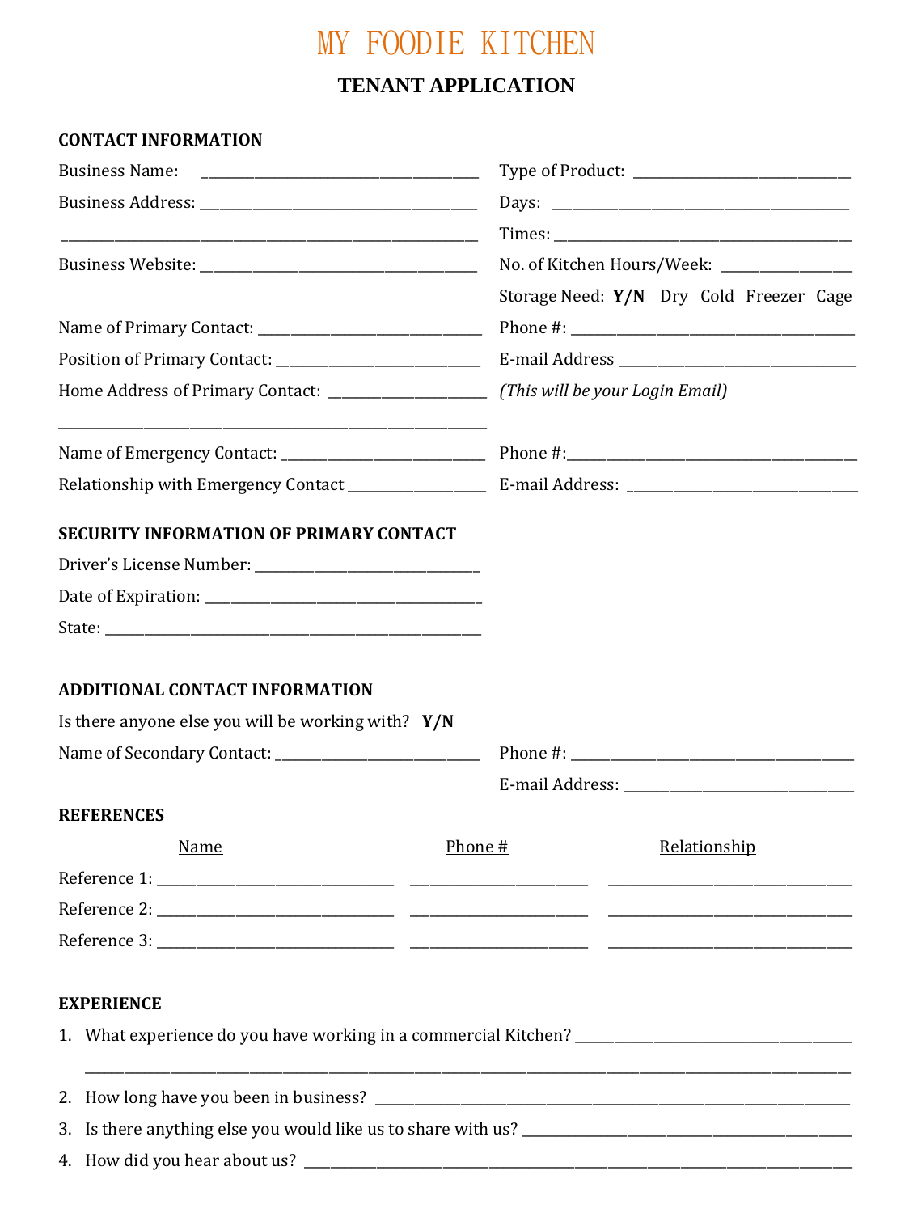# MY FOODIE KITCHEN

## TENANT APPLICATION

### CONTACT INFORMATION

Business Name: ____________________________________

Business Address: ____________________________________

____________________________________

Business Website: ____________________________________

Type of Product: ____________________________

Days: ____________________________________

Times: ____________________________________

No. of Kitchen Hours/Week: ________________

Storage Need: **Y/N** Dry Cold Freezer Cage

Name of Primary Contact: ____________________________

Phone #: ____________________________________

Position of Primary Contact: __________________________

E-mail Address ________________________________

Home Address of Primary Contact: ____________________

*(This will be your Login Email)*

____________________________________________________

Name of Emergency Contact: __________________________

Phone #: ____________________________________

Relationship with Emergency Contact ________________

E-mail Address: ______________________________

### SECURITY INFORMATION OF PRIMARY CONTACT

Driver's License Number: ____________________________

Date of Expiration: ____________________________________

State: __________________________________________________

### ADDITIONAL CONTACT INFORMATION

Is there anyone else you will be working with? **Y/N**

Name of Secondary Contact: __________________________

Phone #: ____________________________________

E-mail Address: ______________________________

### REFERENCES

| | Name | Phone # | Relationship |
|---|---|---|---|
| Reference 1: | ____________________ | ________________ | ______________________ |
| Reference 2: | ____________________ | ________________ | ______________________ |
| Reference 3: | ____________________ | ________________ | ______________________ |

### EXPERIENCE

1. What experience do you have working in a commercial Kitchen? ____________________________________

   ____________________________________________________________________________________________

2. How long have you been in business? ______________________________________________________

3. Is there anything else you would like us to share with us? ________________________________________

4. How did you hear about us? ______________________________________________________________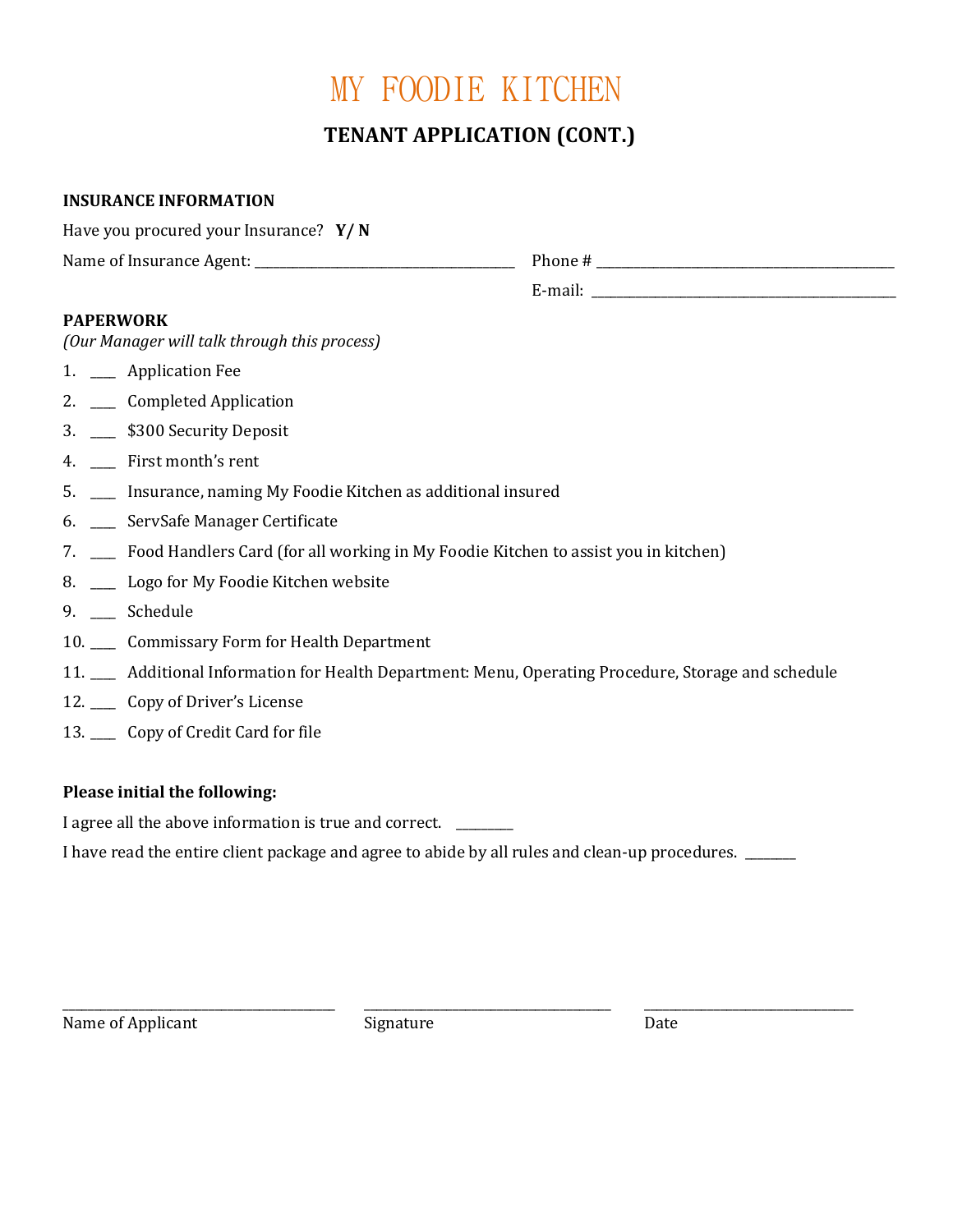# MY FOODIE KITCHEN

## TENANT APPLICATION (CONT.)

**INSURANCE INFORMATION**

Have you procured your Insurance? **Y / N**

Name of Insurance Agent: ________________________ Phone # ________________________

E-mail: ________________________

**PAPERWORK**

*(Our Manager will talk through this process)*

1. ____ Application Fee
2. ____ Completed Application
3. ____ $300 Security Deposit
4. ____ First month's rent
5. ____ Insurance, naming My Foodie Kitchen as additional insured
6. ____ ServSafe Manager Certificate
7. ____ Food Handlers Card (for all working in My Foodie Kitchen to assist you in kitchen)
8. ____ Logo for My Foodie Kitchen website
9. ____ Schedule
10. ____ Commissary Form for Health Department
11. ____ Additional Information for Health Department: Menu, Operating Procedure, Storage and schedule
12. ____ Copy of Driver's License
13. ____ Copy of Credit Card for file

**Please initial the following:**

I agree all the above information is true and correct. ________

I have read the entire client package and agree to abide by all rules and clean-up procedures. ________

________________________ ________________________ ________________________

Name of Applicant Signature Date